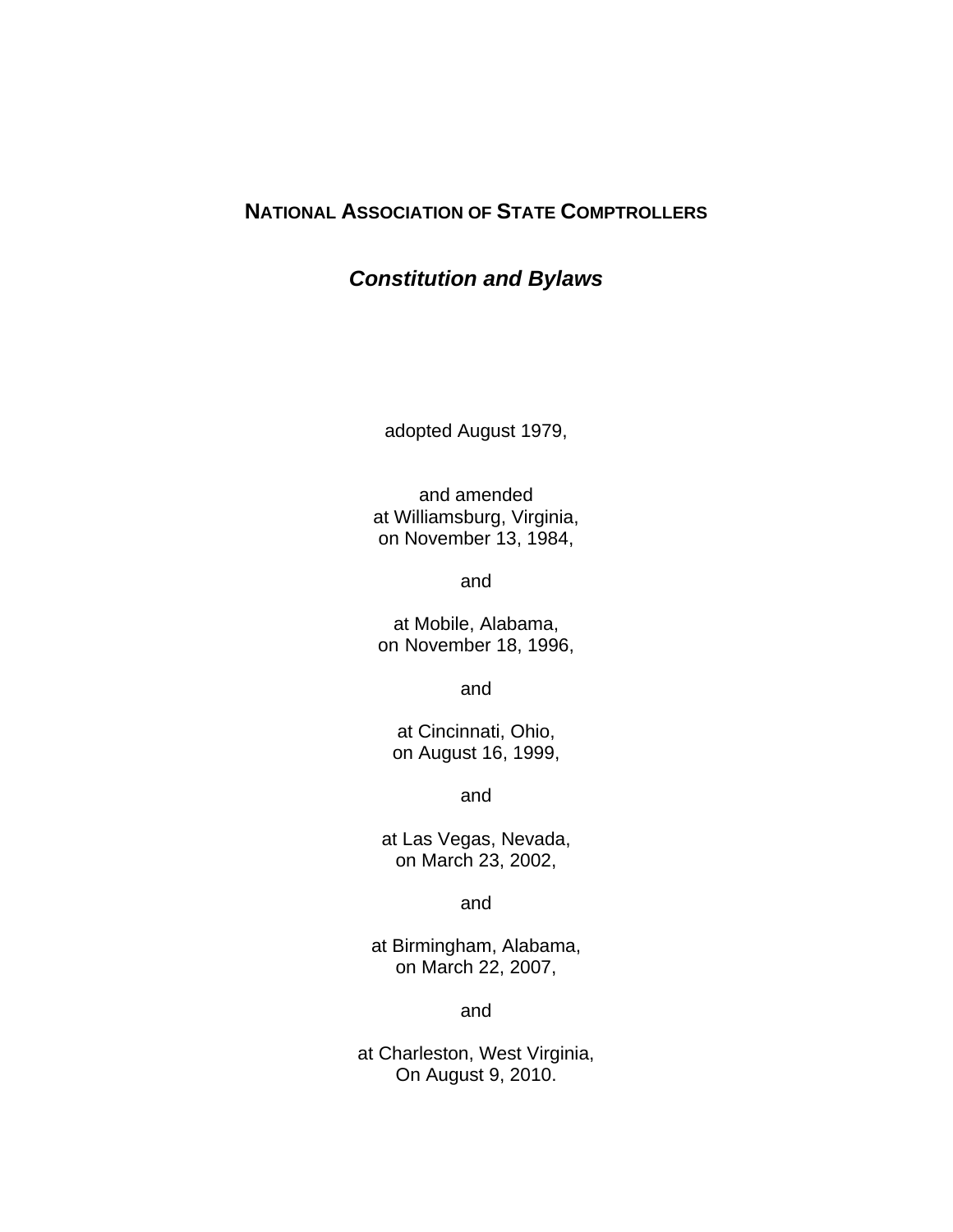# NATIONAL ASSOCIATION OF STATE COMPTROLLERS

## *Constitution and Bylaws*

adopted August 1979,

and amended
at Williamsburg, Virginia,
on November 13, 1984,

and

at Mobile, Alabama,
on November 18, 1996,

and

at Cincinnati, Ohio,
on August 16, 1999,

and

at Las Vegas, Nevada,
on March 23, 2002,

and

at Birmingham, Alabama,
on March 22, 2007,

and

at Charleston, West Virginia,
On August 9, 2010.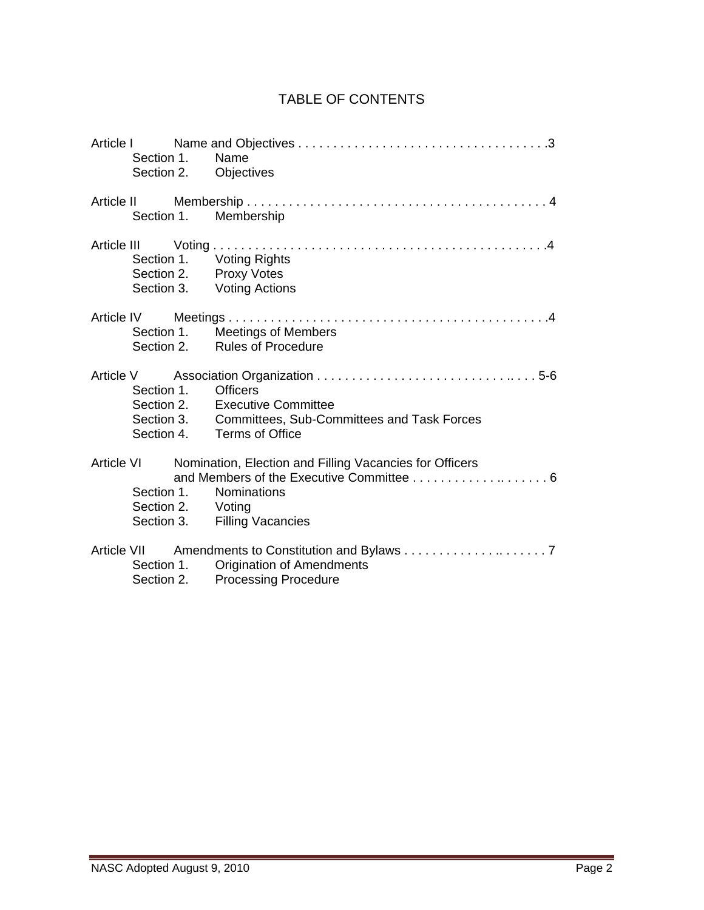# TABLE OF CONTENTS

Article I Name and Objectives . . . . . . . . . . . . . . . . . . . . . . . . . . . . . . . . . . .3
- Section 1. Name
- Section 2. Objectives

Article II Membership . . . . . . . . . . . . . . . . . . . . . . . . . . . . . . . . . . . . . . . . . . 4
- Section 1. Membership

Article III Voting . . . . . . . . . . . . . . . . . . . . . . . . . . . . . . . . . . . . . . . . . . . . . . .4
- Section 1. Voting Rights
- Section 2. Proxy Votes
- Section 3. Voting Actions

Article IV Meetings . . . . . . . . . . . . . . . . . . . . . . . . . . . . . . . . . . . . . . . . . . . . .4
- Section 1. Meetings of Members
- Section 2. Rules of Procedure

Article V Association Organization . . . . . . . . . . . . . . . . . . . . . . . . . . . . .. . . . 5-6
- Section 1. Officers
- Section 2. Executive Committee
- Section 3. Committees, Sub-Committees and Task Forces
- Section 4. Terms of Office

Article VI Nomination, Election and Filling Vacancies for Officers and Members of the Executive Committee . . . . . . . . . . . . . . . .. . . . . . . 6
- Section 1. Nominations
- Section 2. Voting
- Section 3. Filling Vacancies

Article VII Amendments to Constitution and Bylaws . . . . . . . . . . . . . . . .. . . . . . . 7
- Section 1. Origination of Amendments
- Section 2. Processing Procedure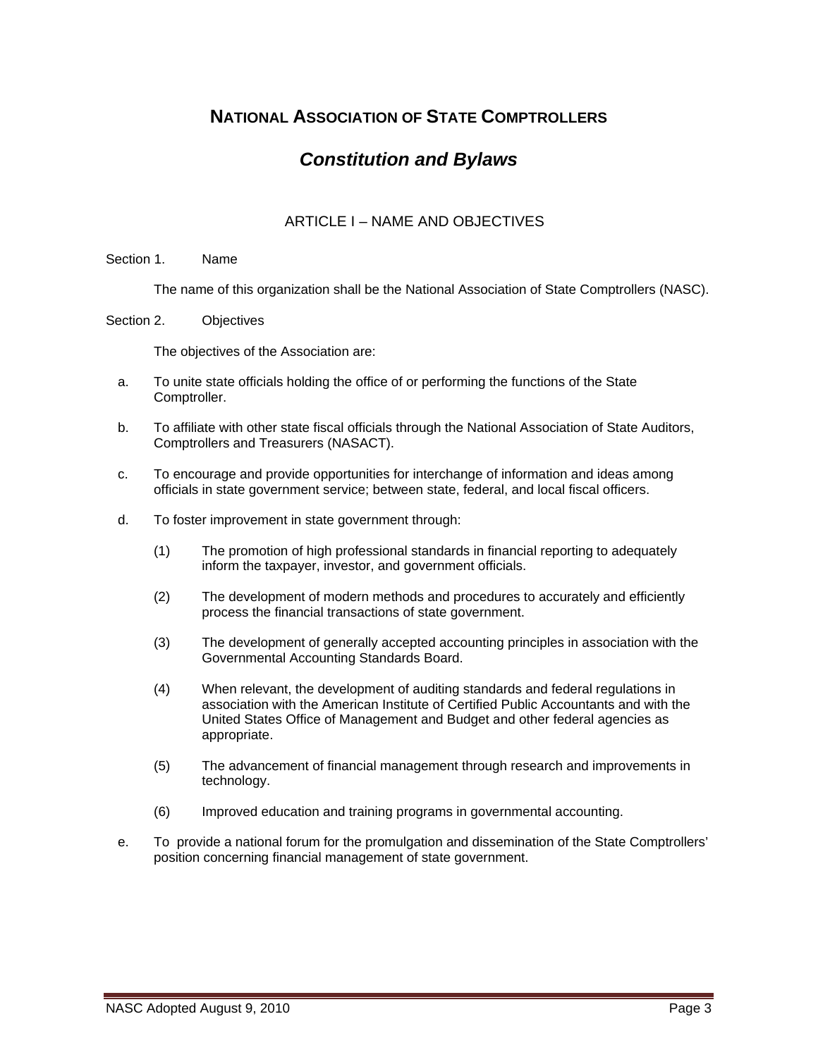# NATIONAL ASSOCIATION OF STATE COMPTROLLERS

## *Constitution and Bylaws*

### ARTICLE I – NAME AND OBJECTIVES

Section 1. Name

The name of this organization shall be the National Association of State Comptrollers (NASC).

Section 2. Objectives

The objectives of the Association are:

a. To unite state officials holding the office of or performing the functions of the State Comptroller.

b. To affiliate with other state fiscal officials through the National Association of State Auditors, Comptrollers and Treasurers (NASACT).

c. To encourage and provide opportunities for interchange of information and ideas among officials in state government service; between state, federal, and local fiscal officers.

d. To foster improvement in state government through:

   (1) The promotion of high professional standards in financial reporting to adequately inform the taxpayer, investor, and government officials.

   (2) The development of modern methods and procedures to accurately and efficiently process the financial transactions of state government.

   (3) The development of generally accepted accounting principles in association with the Governmental Accounting Standards Board.

   (4) When relevant, the development of auditing standards and federal regulations in association with the American Institute of Certified Public Accountants and with the United States Office of Management and Budget and other federal agencies as appropriate.

   (5) The advancement of financial management through research and improvements in technology.

   (6) Improved education and training programs in governmental accounting.

e. To provide a national forum for the promulgation and dissemination of the State Comptrollers' position concerning financial management of state government.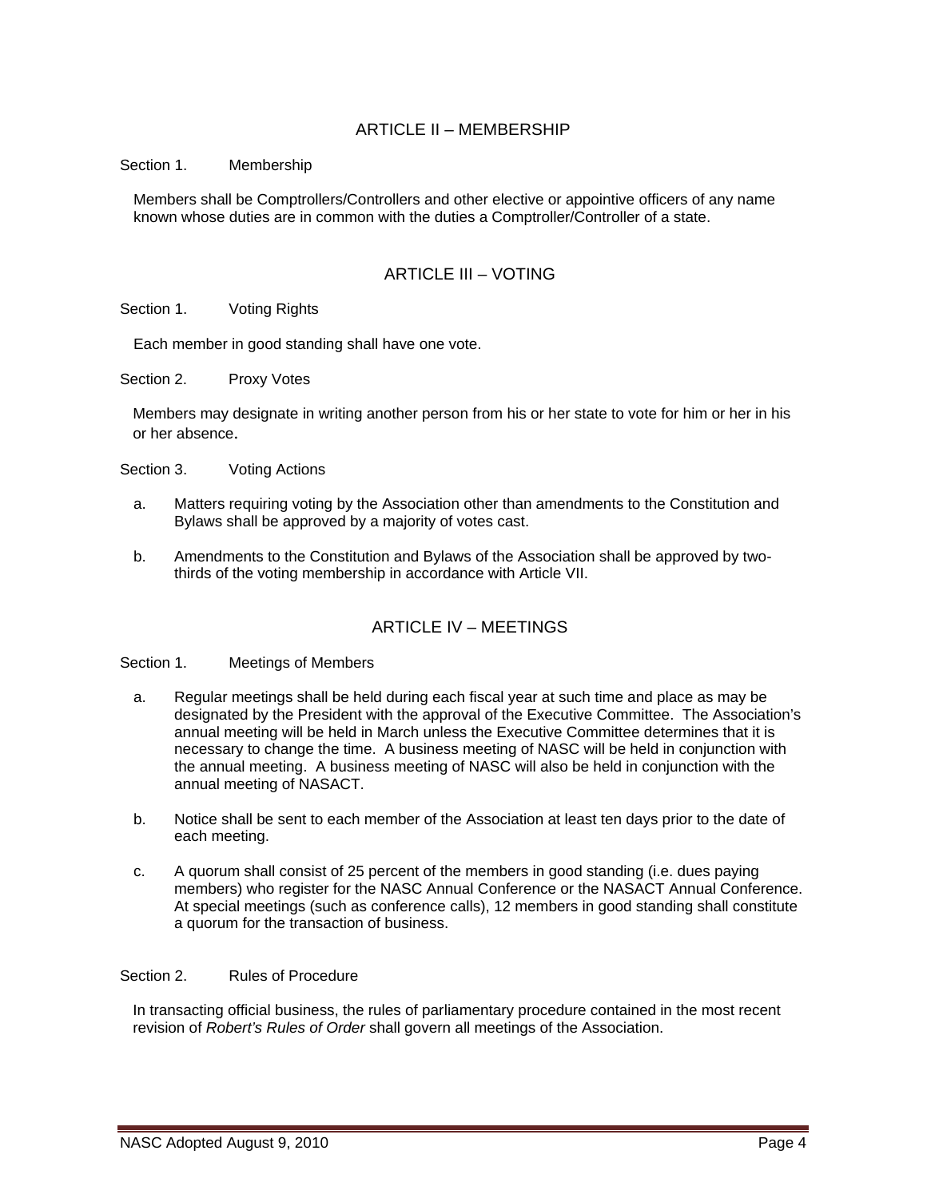## ARTICLE II – MEMBERSHIP

Section 1. Membership

Members shall be Comptrollers/Controllers and other elective or appointive officers of any name known whose duties are in common with the duties a Comptroller/Controller of a state.

## ARTICLE III – VOTING

Section 1. Voting Rights

Each member in good standing shall have one vote.

Section 2. Proxy Votes

Members may designate in writing another person from his or her state to vote for him or her in his or her absence.

Section 3. Voting Actions

a. Matters requiring voting by the Association other than amendments to the Constitution and Bylaws shall be approved by a majority of votes cast.

b. Amendments to the Constitution and Bylaws of the Association shall be approved by two-thirds of the voting membership in accordance with Article VII.

## ARTICLE IV – MEETINGS

Section 1. Meetings of Members

a. Regular meetings shall be held during each fiscal year at such time and place as may be designated by the President with the approval of the Executive Committee. The Association's annual meeting will be held in March unless the Executive Committee determines that it is necessary to change the time. A business meeting of NASC will be held in conjunction with the annual meeting. A business meeting of NASC will also be held in conjunction with the annual meeting of NASACT.

b. Notice shall be sent to each member of the Association at least ten days prior to the date of each meeting.

c. A quorum shall consist of 25 percent of the members in good standing (i.e. dues paying members) who register for the NASC Annual Conference or the NASACT Annual Conference. At special meetings (such as conference calls), 12 members in good standing shall constitute a quorum for the transaction of business.

Section 2. Rules of Procedure

In transacting official business, the rules of parliamentary procedure contained in the most recent revision of *Robert's Rules of Order* shall govern all meetings of the Association.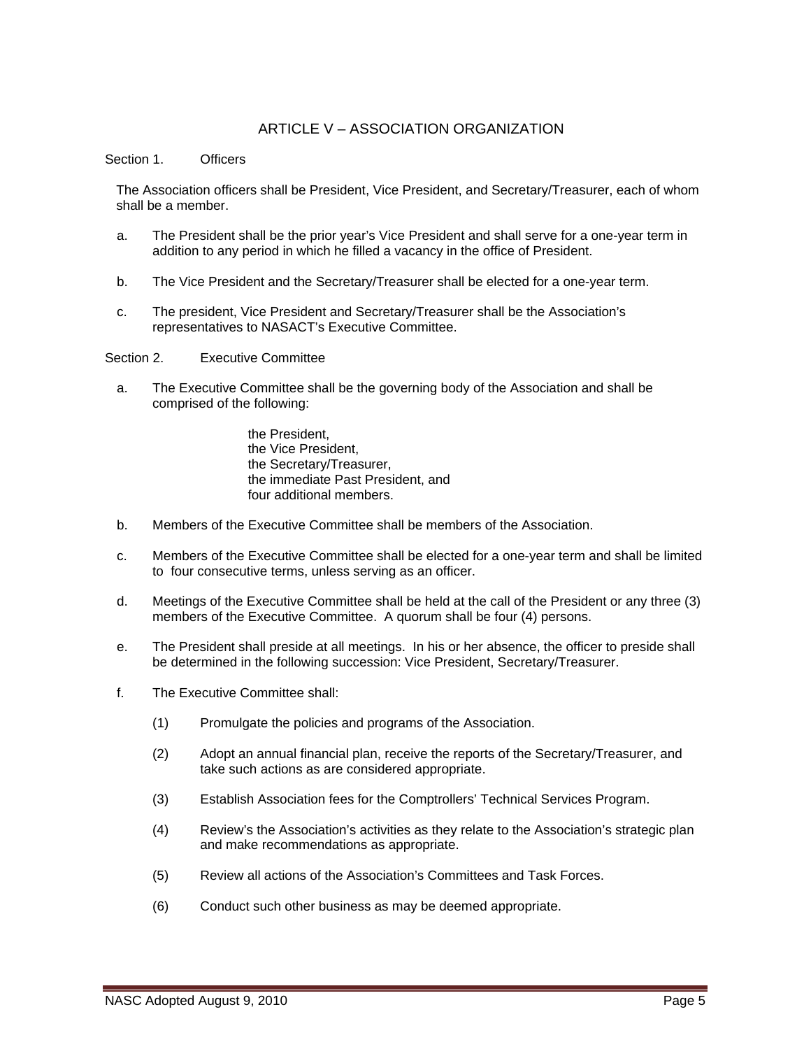## ARTICLE V – ASSOCIATION ORGANIZATION

Section 1. Officers

The Association officers shall be President, Vice President, and Secretary/Treasurer, each of whom shall be a member.

a. The President shall be the prior year's Vice President and shall serve for a one-year term in addition to any period in which he filled a vacancy in the office of President.

b. The Vice President and the Secretary/Treasurer shall be elected for a one-year term.

c. The president, Vice President and Secretary/Treasurer shall be the Association's representatives to NASACT's Executive Committee.

Section 2. Executive Committee

a. The Executive Committee shall be the governing body of the Association and shall be comprised of the following:

   the President,
   the Vice President,
   the Secretary/Treasurer,
   the immediate Past President, and
   four additional members.

b. Members of the Executive Committee shall be members of the Association.

c. Members of the Executive Committee shall be elected for a one-year term and shall be limited to four consecutive terms, unless serving as an officer.

d. Meetings of the Executive Committee shall be held at the call of the President or any three (3) members of the Executive Committee. A quorum shall be four (4) persons.

e. The President shall preside at all meetings. In his or her absence, the officer to preside shall be determined in the following succession: Vice President, Secretary/Treasurer.

f. The Executive Committee shall:

   (1) Promulgate the policies and programs of the Association.

   (2) Adopt an annual financial plan, receive the reports of the Secretary/Treasurer, and take such actions as are considered appropriate.

   (3) Establish Association fees for the Comptrollers' Technical Services Program.

   (4) Review's the Association's activities as they relate to the Association's strategic plan and make recommendations as appropriate.

   (5) Review all actions of the Association's Committees and Task Forces.

   (6) Conduct such other business as may be deemed appropriate.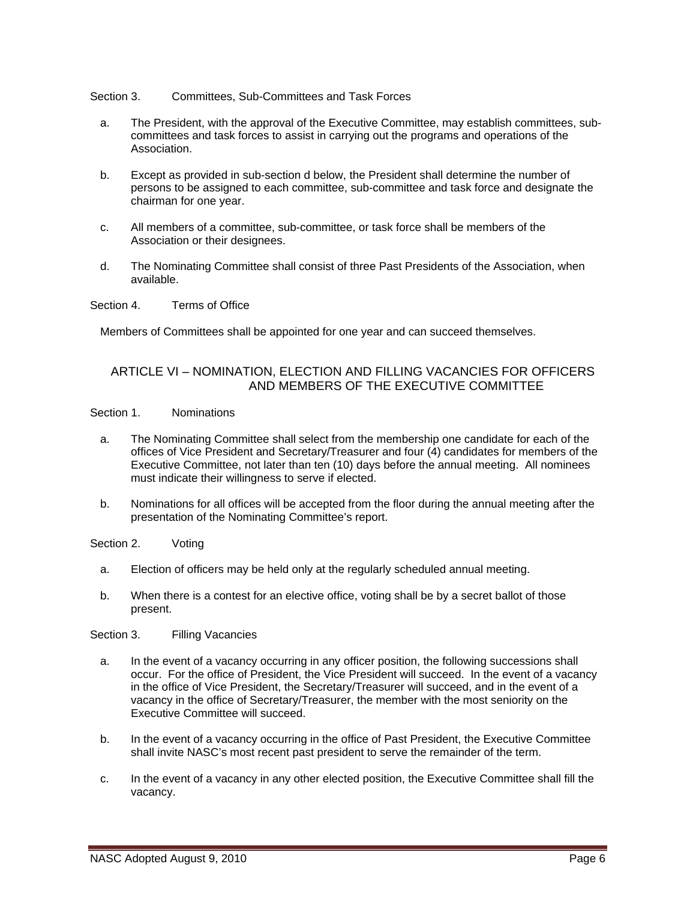Section 3. Committees, Sub-Committees and Task Forces

a. The President, with the approval of the Executive Committee, may establish committees, sub-committees and task forces to assist in carrying out the programs and operations of the Association.

b. Except as provided in sub-section d below, the President shall determine the number of persons to be assigned to each committee, sub-committee and task force and designate the chairman for one year.

c. All members of a committee, sub-committee, or task force shall be members of the Association or their designees.

d. The Nominating Committee shall consist of three Past Presidents of the Association, when available.

Section 4. Terms of Office

Members of Committees shall be appointed for one year and can succeed themselves.

## ARTICLE VI – NOMINATION, ELECTION AND FILLING VACANCIES FOR OFFICERS AND MEMBERS OF THE EXECUTIVE COMMITTEE

Section 1. Nominations

a. The Nominating Committee shall select from the membership one candidate for each of the offices of Vice President and Secretary/Treasurer and four (4) candidates for members of the Executive Committee, not later than ten (10) days before the annual meeting. All nominees must indicate their willingness to serve if elected.

b. Nominations for all offices will be accepted from the floor during the annual meeting after the presentation of the Nominating Committee's report.

Section 2. Voting

a. Election of officers may be held only at the regularly scheduled annual meeting.

b. When there is a contest for an elective office, voting shall be by a secret ballot of those present.

Section 3. Filling Vacancies

a. In the event of a vacancy occurring in any officer position, the following successions shall occur. For the office of President, the Vice President will succeed. In the event of a vacancy in the office of Vice President, the Secretary/Treasurer will succeed, and in the event of a vacancy in the office of Secretary/Treasurer, the member with the most seniority on the Executive Committee will succeed.

b. In the event of a vacancy occurring in the office of Past President, the Executive Committee shall invite NASC's most recent past president to serve the remainder of the term.

c. In the event of a vacancy in any other elected position, the Executive Committee shall fill the vacancy.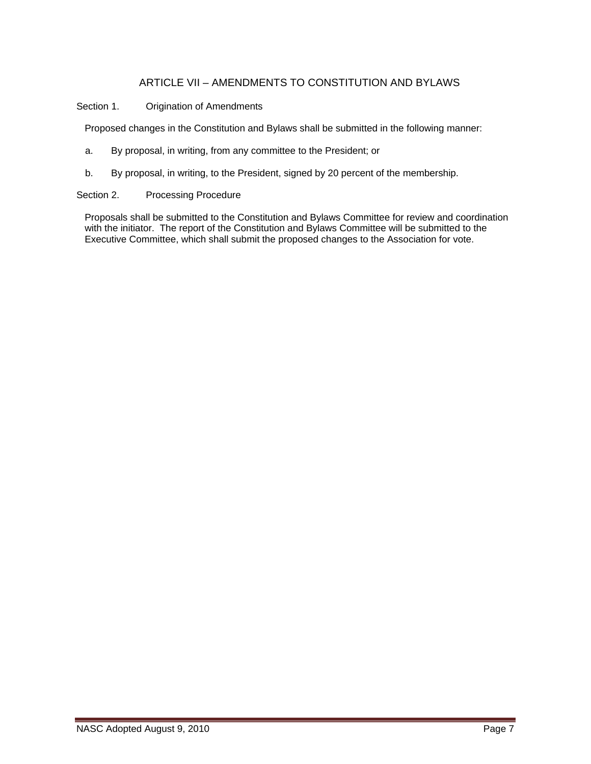## ARTICLE VII – AMENDMENTS TO CONSTITUTION AND BYLAWS

Section 1. Origination of Amendments

Proposed changes in the Constitution and Bylaws shall be submitted in the following manner:

a. By proposal, in writing, from any committee to the President; or

b. By proposal, in writing, to the President, signed by 20 percent of the membership.

Section 2. Processing Procedure

Proposals shall be submitted to the Constitution and Bylaws Committee for review and coordination with the initiator. The report of the Constitution and Bylaws Committee will be submitted to the Executive Committee, which shall submit the proposed changes to the Association for vote.